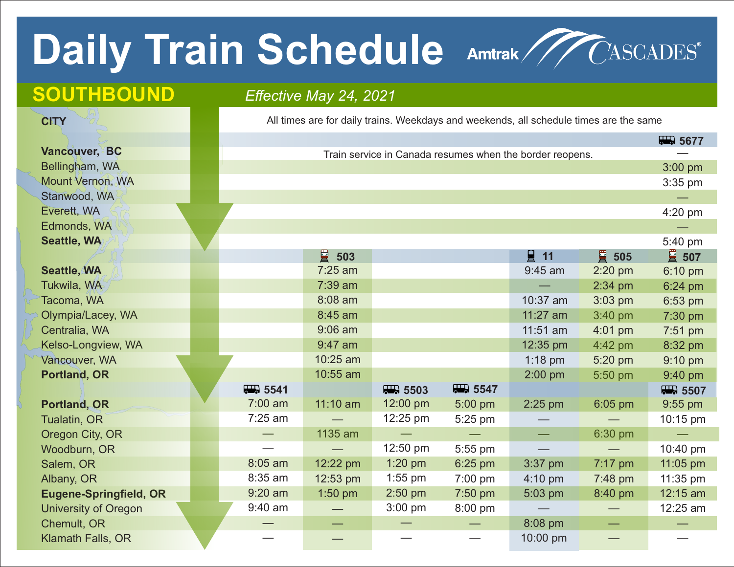# Daily Train Schedule

Amtrak CASCADES®

## SOUTHBOUND

*Effective May 24, 2021*

All times are for daily trains. Weekdays and weekends, all schedule times are the same

| CITY | | | | | | | |
|---|---|---|---|---|---|---|---|
| | | | | | | | 5677 |
| **Vancouver, BC** | Train service in Canada resumes when the border reopens. | | | | | | — |
| Bellingham, WA | | | | | | | 3:00 pm |
| Mount Vernon, WA | | | | | | | 3:35 pm |
| Stanwood, WA | | | | | | | — |
| Everett, WA | | | | | | | 4:20 pm |
| Edmonds, WA | | | | | | | — |
| **Seattle, WA** | | | | | | | 5:40 pm |
| | | 503 | | | 11 | 505 | 507 |
| **Seattle, WA** | | 7:25 am | | | 9:45 am | 2:20 pm | 6:10 pm |
| Tukwila, WA | | 7:39 am | | | — | 2:34 pm | 6:24 pm |
| Tacoma, WA | | 8:08 am | | | 10:37 am | 3:03 pm | 6:53 pm |
| Olympia/Lacey, WA | | 8:45 am | | | 11:27 am | 3:40 pm | 7:30 pm |
| Centralia, WA | | 9:06 am | | | 11:51 am | 4:01 pm | 7:51 pm |
| Kelso-Longview, WA | | 9:47 am | | | 12:35 pm | 4:42 pm | 8:32 pm |
| Vancouver, WA | | 10:25 am | | | 1:18 pm | 5:20 pm | 9:10 pm |
| **Portland, OR** | | 10:55 am | | | 2:00 pm | 5:50 pm | 9:40 pm |
| | 5541 | | 5503 | 5547 | | | 5507 |
| **Portland, OR** | 7:00 am | 11:10 am | 12:00 pm | 5:00 pm | 2:25 pm | 6:05 pm | 9:55 pm |
| Tualatin, OR | 7:25 am | — | 12:25 pm | 5:25 pm | — | — | 10:15 pm |
| Oregon City, OR | — | 1135 am | — | — | — | 6:30 pm | — |
| Woodburn, OR | — | — | 12:50 pm | 5:55 pm | — | — | 10:40 pm |
| Salem, OR | 8:05 am | 12:22 pm | 1:20 pm | 6:25 pm | 3:37 pm | 7:17 pm | 11:05 pm |
| Albany, OR | 8:35 am | 12:53 pm | 1:55 pm | 7:00 pm | 4:10 pm | 7:48 pm | 11:35 pm |
| **Eugene-Springfield, OR** | 9:20 am | 1:50 pm | 2:50 pm | 7:50 pm | 5:03 pm | 8:40 pm | 12:15 am |
| University of Oregon | 9:40 am | — | 3:00 pm | 8:00 pm | — | — | 12:25 am |
| Chemult, OR | — | — | — | — | 8:08 pm | — | — |
| Klamath Falls, OR | — | — | — | — | 10:00 pm | — | — |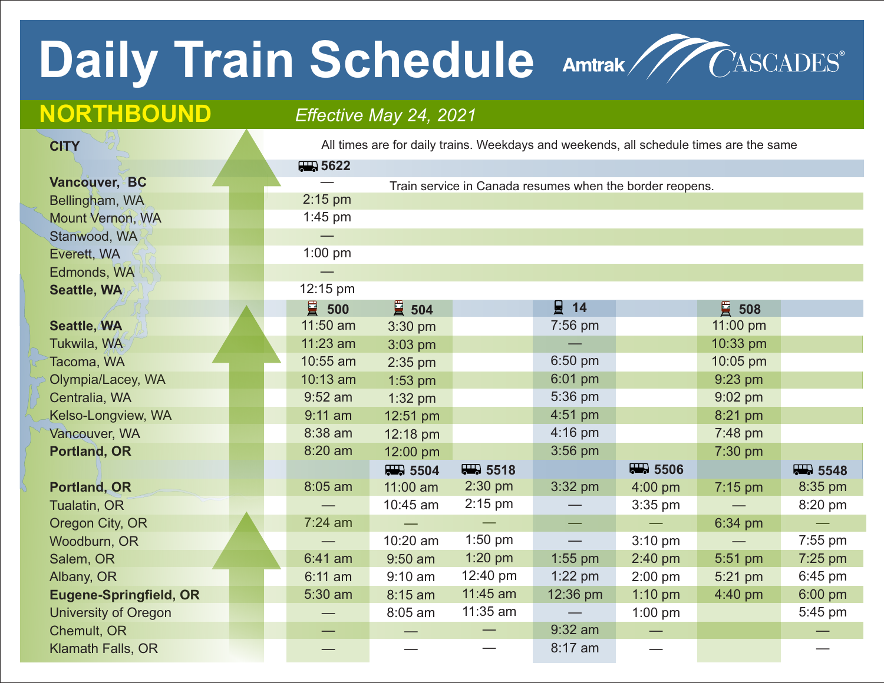# Daily Train Schedule

Amtrak CASCADES®

## NORTHBOUND

*Effective May 24, 2021*

All times are for daily trains. Weekdays and weekends, all schedule times are the same

| CITY | 🚌 5622 |
|---|---|
| **Vancouver, BC** | — |
| Bellingham, WA | 2:15 pm |
| Mount Vernon, WA | 1:45 pm |
| Stanwood, WA | — |
| Everett, WA | 1:00 pm |
| Edmonds, WA | — |
| **Seattle, WA** | 12:15 pm |

Train service in Canada resumes when the border reopens.

| CITY | 500 | 504 | 14 | 508 |
|---|---|---|---|---|
| **Seattle, WA** | 11:50 am | 3:30 pm | 7:56 pm | 11:00 pm |
| Tukwila, WA | 11:23 am | 3:03 pm | — | 10:33 pm |
| Tacoma, WA | 10:55 am | 2:35 pm | 6:50 pm | 10:05 pm |
| Olympia/Lacey, WA | 10:13 am | 1:53 pm | 6:01 pm | 9:23 pm |
| Centralia, WA | 9:52 am | 1:32 pm | 5:36 pm | 9:02 pm |
| Kelso-Longview, WA | 9:11 am | 12:51 pm | 4:51 pm | 8:21 pm |
| Vancouver, WA | 8:38 am | 12:18 pm | 4:16 pm | 7:48 pm |
| **Portland, OR** | 8:20 am | 12:00 pm | 3:56 pm | 7:30 pm |

| CITY | 500 | 🚌 5504 | 🚌 5518 | 14 | 🚌 5506 | 508 | 🚌 5548 |
|---|---|---|---|---|---|---|---|
| **Portland, OR** | 8:05 am | 11:00 am | 2:30 pm | 3:32 pm | 4:00 pm | 7:15 pm | 8:35 pm |
| Tualatin, OR | — | 10:45 am | 2:15 pm | — | 3:35 pm | — | 8:20 pm |
| Oregon City, OR | 7:24 am | — | — | — | — | 6:34 pm | — |
| Woodburn, OR | — | 10:20 am | 1:50 pm | — | 3:10 pm | — | 7:55 pm |
| Salem, OR | 6:41 am | 9:50 am | 1:20 pm | 1:55 pm | 2:40 pm | 5:51 pm | 7:25 pm |
| Albany, OR | 6:11 am | 9:10 am | 12:40 pm | 1:22 pm | 2:00 pm | 5:21 pm | 6:45 pm |
| **Eugene-Springfield, OR** | 5:30 am | 8:15 am | 11:45 am | 12:36 pm | 1:10 pm | 4:40 pm | 6:00 pm |
| University of Oregon | — | 8:05 am | 11:35 am | — | 1:00 pm | | 5:45 pm |
| Chemult, OR | — | — | — | 9:32 am | — | | — |
| Klamath Falls, OR | — | — | — | 8:17 am | — | | — |